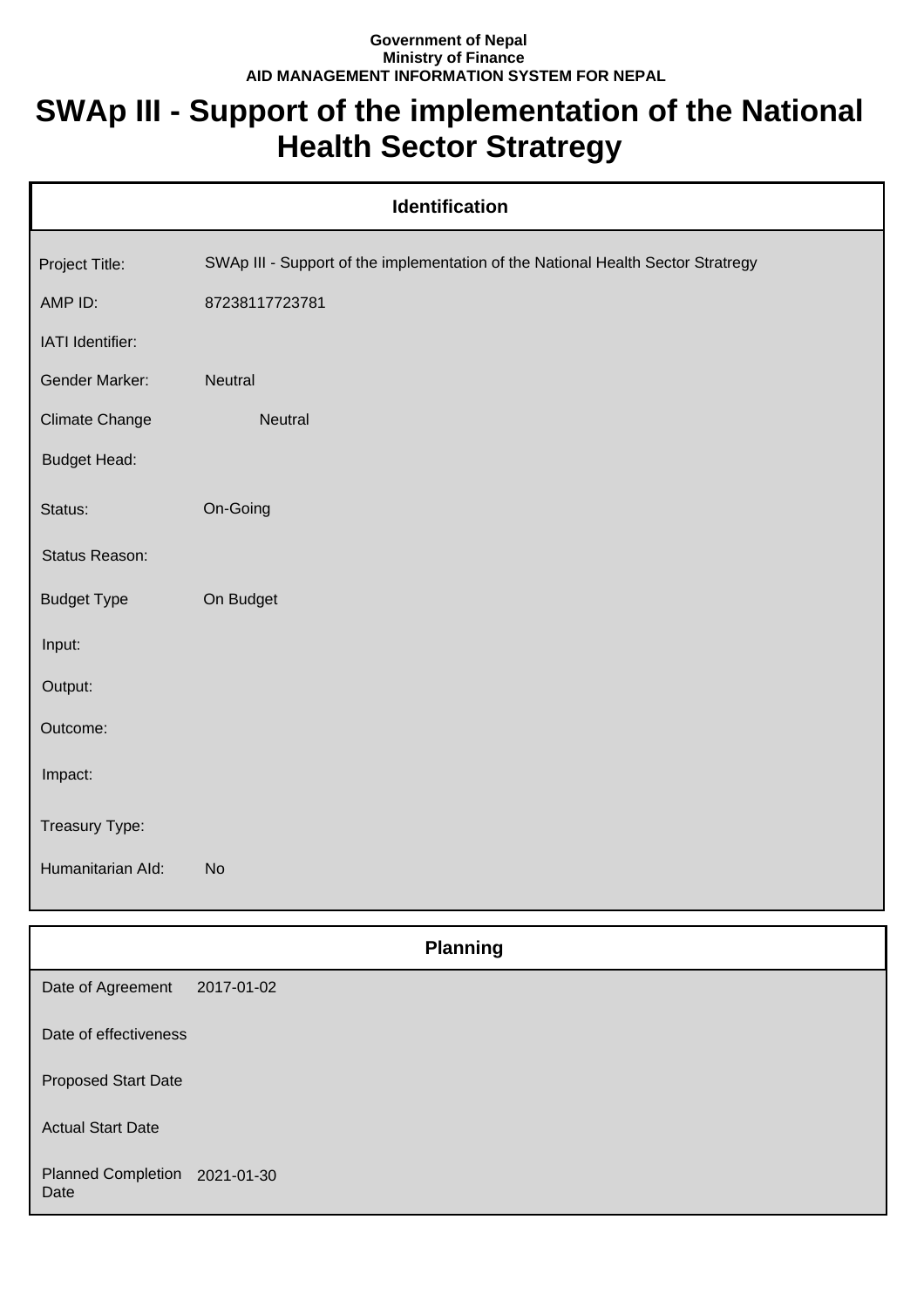**Government of Nepal**
**Ministry of Finance**
**AID MANAGEMENT INFORMATION SYSTEM FOR NEPAL**

# SWAp III - Support of the implementation of the National Health Sector Stratregy

## Identification

| | |
|---|---|
| Project Title: | SWAp III - Support of the implementation of the National Health Sector Stratregy |
| AMP ID: | 87238117723781 |
| IATI Identifier: | |
| Gender Marker: | Neutral |
| Climate Change | Neutral |
| Budget Head: | |
| Status: | On-Going |
| Status Reason: | |
| Budget Type | On Budget |
| Input: | |
| Output: | |
| Outcome: | |
| Impact: | |
| Treasury Type: | |
| Humanitarian AId: | No |

## Planning

| | |
|---|---|
| Date of Agreement | 2017-01-02 |
| Date of effectiveness | |
| Proposed Start Date | |
| Actual Start Date | |
| Planned Completion Date | 2021-01-30 |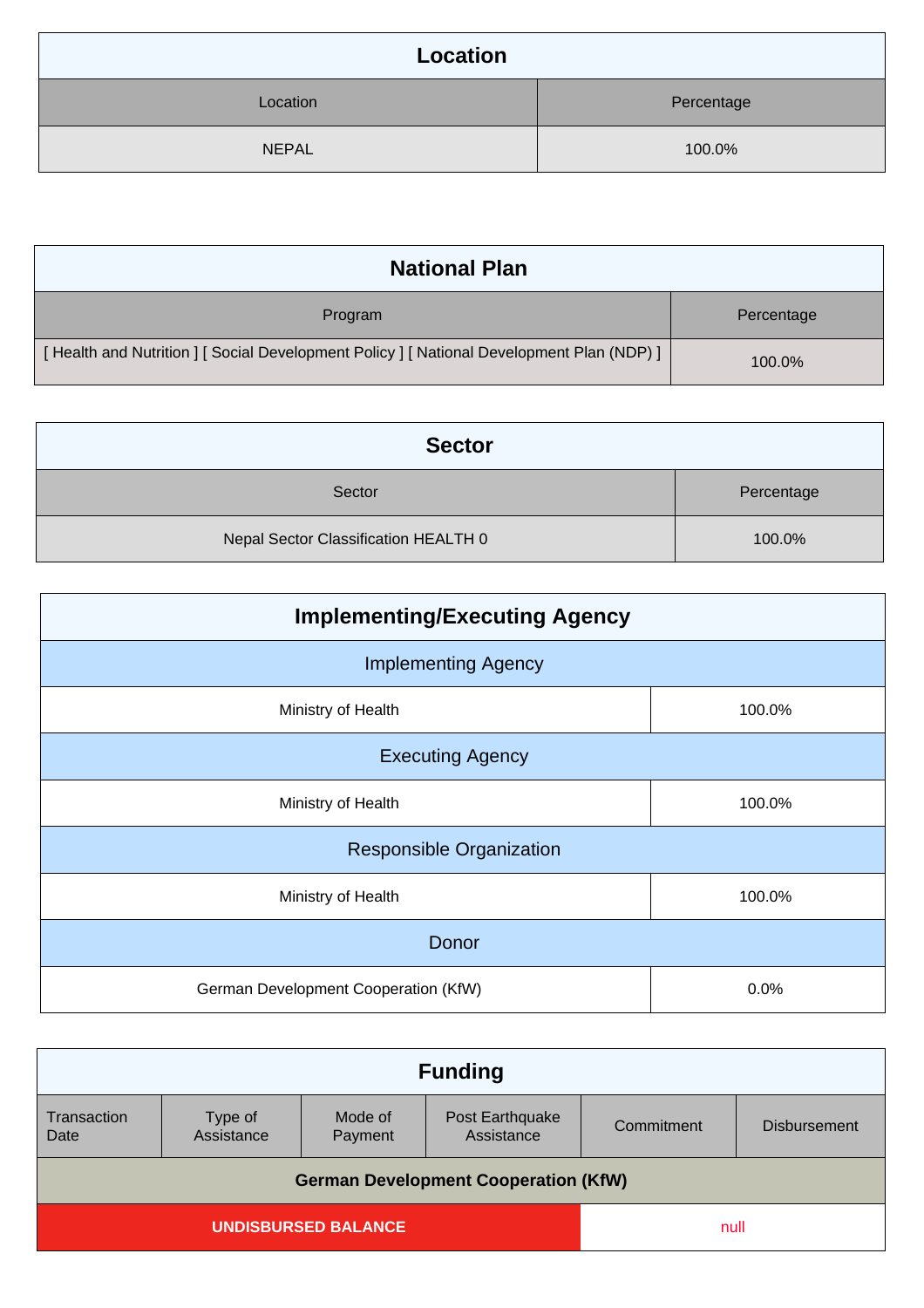| Location | |
|---|---|
| Location | Percentage |
| NEPAL | 100.0% |

| National Plan | |
|---|---|
| Program | Percentage |
| [ Health and Nutrition ] [ Social Development Policy ] [ National Development Plan (NDP) ] | 100.0% |

| Sector | |
|---|---|
| Sector | Percentage |
| Nepal Sector Classification HEALTH 0 | 100.0% |

| Implementing/Executing Agency | |
|---|---|
| Implementing Agency | |
| Ministry of Health | 100.0% |
| Executing Agency | |
| Ministry of Health | 100.0% |
| Responsible Organization | |
| Ministry of Health | 100.0% |
| Donor | |
| German Development Cooperation (KfW) | 0.0% |

| Funding | | | | | |
|---|---|---|---|---|---|
| Transaction Date | Type of Assistance | Mode of Payment | Post Earthquake Assistance | Commitment | Disbursement |
| **German Development Cooperation (KfW)** | | | | | |
| **UNDISBURSED BALANCE** | | | | null | |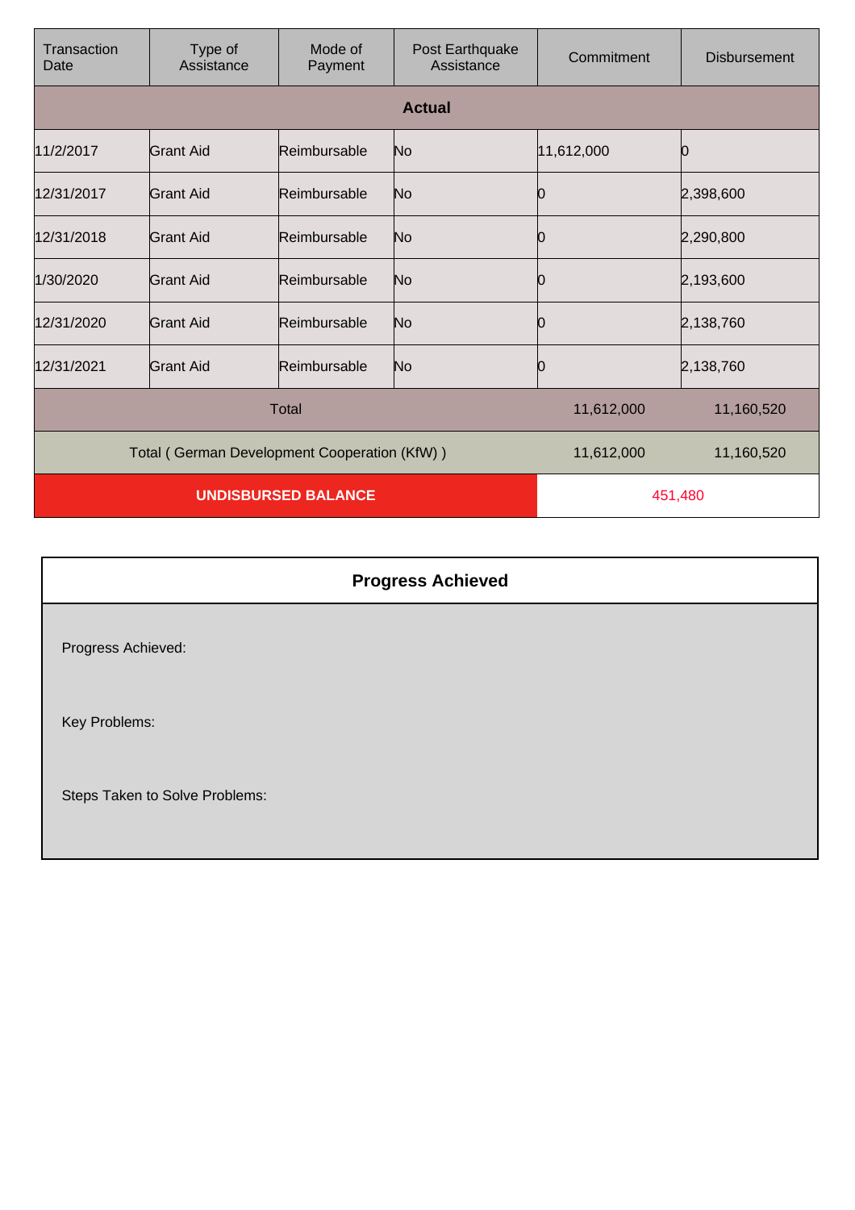| Transaction Date | Type of Assistance | Mode of Payment | Post Earthquake Assistance | Commitment | Disbursement |
|---|---|---|---|---|---|
| **Actual** | | | | | |
| 11/2/2017 | Grant Aid | Reimbursable | No | 11,612,000 | 0 |
| 12/31/2017 | Grant Aid | Reimbursable | No | 0 | 2,398,600 |
| 12/31/2018 | Grant Aid | Reimbursable | No | 0 | 2,290,800 |
| 1/30/2020 | Grant Aid | Reimbursable | No | 0 | 2,193,600 |
| 12/31/2020 | Grant Aid | Reimbursable | No | 0 | 2,138,760 |
| 12/31/2021 | Grant Aid | Reimbursable | No | 0 | 2,138,760 |
| Total | | | | 11,612,000 | 11,160,520 |
| Total ( German Development Cooperation (KfW) ) | | | | 11,612,000 | 11,160,520 |
| **UNDISBURSED BALANCE** | | | | 451,480 | |

## Progress Achieved

Progress Achieved:

Key Problems:

Steps Taken to Solve Problems: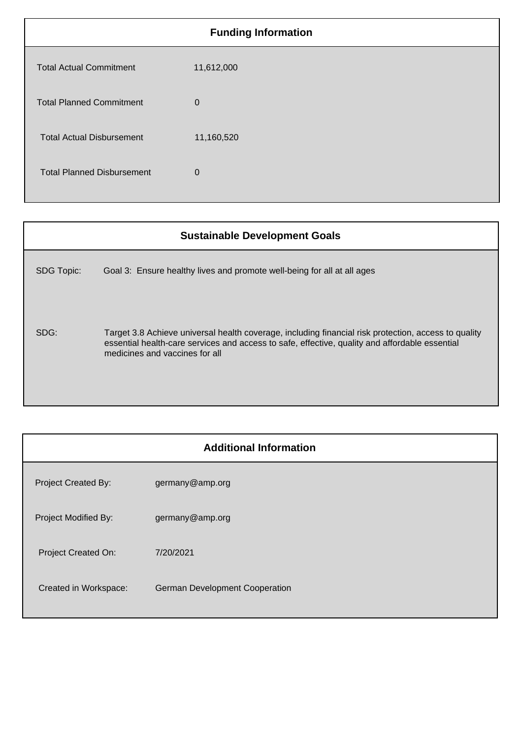## Funding Information

| | |
|---|---|
| Total Actual Commitment | 11,612,000 |
| Total Planned Commitment | 0 |
| Total Actual Disbursement | 11,160,520 |
| Total Planned Disbursement | 0 |

## Sustainable Development Goals

| | |
|---|---|
| SDG Topic: | Goal 3: Ensure healthy lives and promote well-being for all at all ages |
| SDG: | Target 3.8 Achieve universal health coverage, including financial risk protection, access to quality essential health-care services and access to safe, effective, quality and affordable essential medicines and vaccines for all |

## Additional Information

| | |
|---|---|
| Project Created By: | germany@amp.org |
| Project Modified By: | germany@amp.org |
| Project Created On: | 7/20/2021 |
| Created in Workspace: | German Development Cooperation |